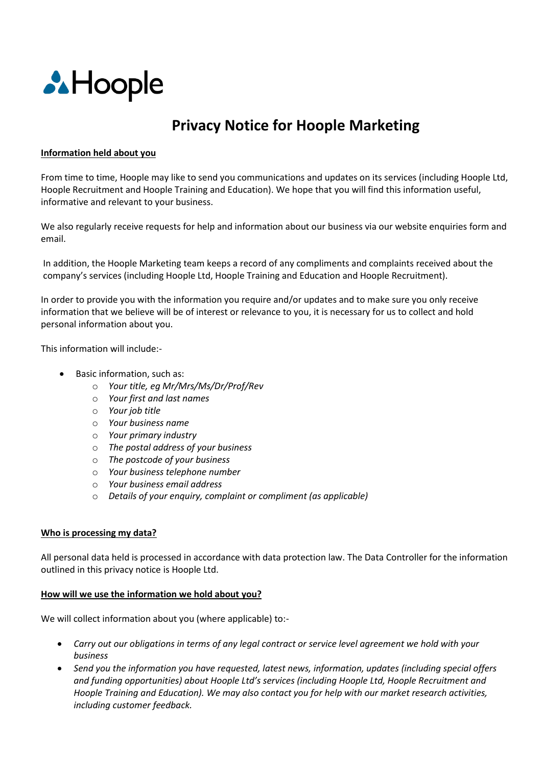Hoople

# Privacy Notice for Hoople Marketing

**Information held about you**

From time to time, Hoople may like to send you communications and updates on its services (including Hoople Ltd, Hoople Recruitment and Hoople Training and Education). We hope that you will find this information useful, informative and relevant to your business.

We also regularly receive requests for help and information about our business via our website enquiries form and email.

In addition, the Hoople Marketing team keeps a record of any compliments and complaints received about the company's services (including Hoople Ltd, Hoople Training and Education and Hoople Recruitment).

In order to provide you with the information you require and/or updates and to make sure you only receive information that we believe will be of interest or relevance to you, it is necessary for us to collect and hold personal information about you.

This information will include:-

- Basic information, such as:
    - *Your title, eg Mr/Mrs/Ms/Dr/Prof/Rev*
    - *Your first and last names*
    - *Your job title*
    - *Your business name*
    - *Your primary industry*
    - *The postal address of your business*
    - *The postcode of your business*
    - *Your business telephone number*
    - *Your business email address*
    - *Details of your enquiry, complaint or compliment (as applicable)*

**Who is processing my data?**

All personal data held is processed in accordance with data protection law. The Data Controller for the information outlined in this privacy notice is Hoople Ltd.

**How will we use the information we hold about you?**

We will collect information about you (where applicable) to:-

- *Carry out our obligations in terms of any legal contract or service level agreement we hold with your business*
- *Send you the information you have requested, latest news, information, updates (including special offers and funding opportunities) about Hoople Ltd's services (including Hoople Ltd, Hoople Recruitment and Hoople Training and Education). We may also contact you for help with our market research activities, including customer feedback.*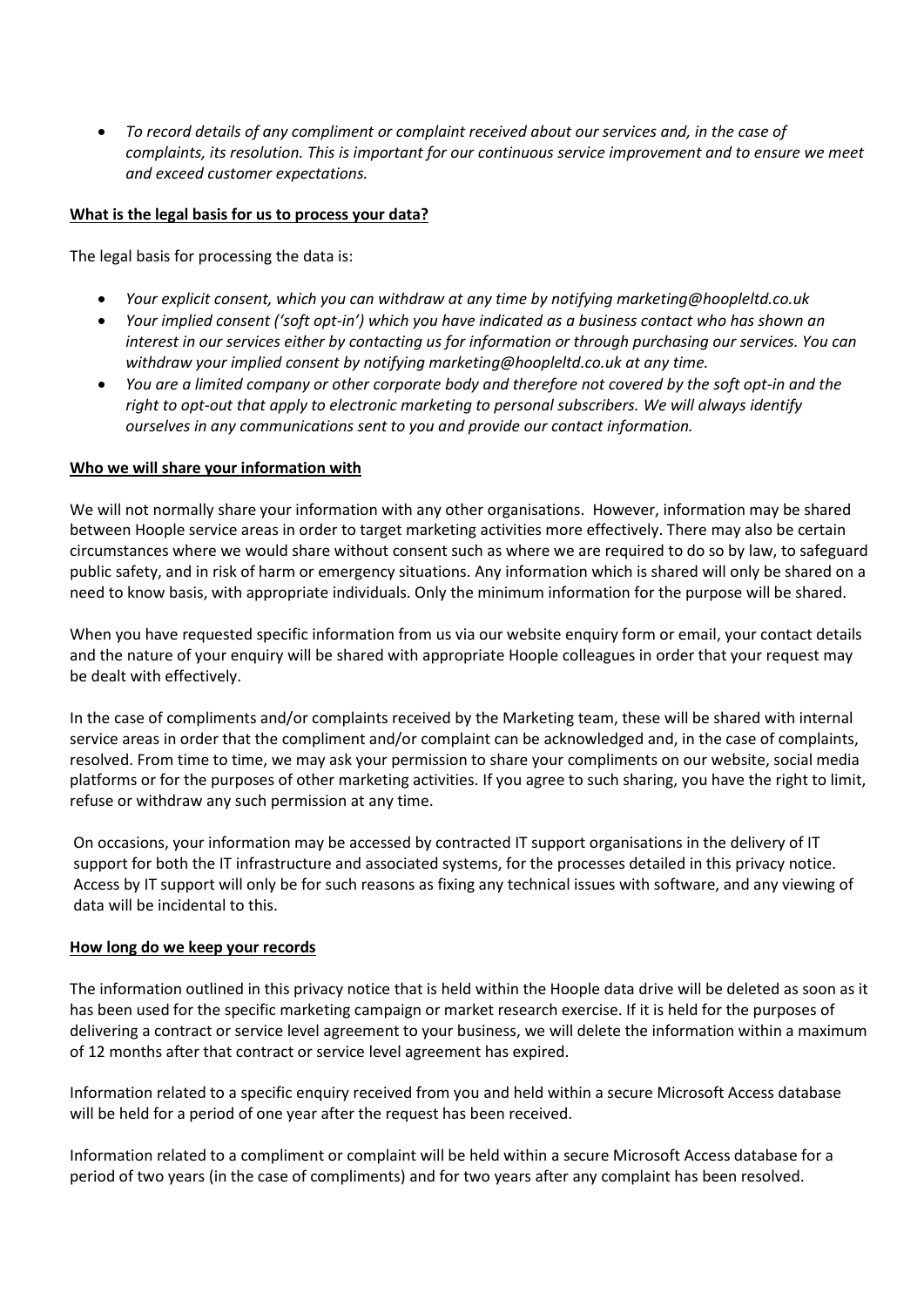- *To record details of any compliment or complaint received about our services and, in the case of complaints, its resolution. This is important for our continuous service improvement and to ensure we meet and exceed customer expectations.*

## What is the legal basis for us to process your data?

The legal basis for processing the data is:

- *Your explicit consent, which you can withdraw at any time by notifying marketing@hoopleltd.co.uk*
- *Your implied consent ('soft opt-in') which you have indicated as a business contact who has shown an interest in our services either by contacting us for information or through purchasing our services. You can withdraw your implied consent by notifying marketing@hoopleltd.co.uk at any time.*
- *You are a limited company or other corporate body and therefore not covered by the soft opt-in and the right to opt-out that apply to electronic marketing to personal subscribers. We will always identify ourselves in any communications sent to you and provide our contact information.*

## Who we will share your information with

We will not normally share your information with any other organisations. However, information may be shared between Hoople service areas in order to target marketing activities more effectively. There may also be certain circumstances where we would share without consent such as where we are required to do so by law, to safeguard public safety, and in risk of harm or emergency situations. Any information which is shared will only be shared on a need to know basis, with appropriate individuals. Only the minimum information for the purpose will be shared.

When you have requested specific information from us via our website enquiry form or email, your contact details and the nature of your enquiry will be shared with appropriate Hoople colleagues in order that your request may be dealt with effectively.

In the case of compliments and/or complaints received by the Marketing team, these will be shared with internal service areas in order that the compliment and/or complaint can be acknowledged and, in the case of complaints, resolved. From time to time, we may ask your permission to share your compliments on our website, social media platforms or for the purposes of other marketing activities. If you agree to such sharing, you have the right to limit, refuse or withdraw any such permission at any time.

On occasions, your information may be accessed by contracted IT support organisations in the delivery of IT support for both the IT infrastructure and associated systems, for the processes detailed in this privacy notice. Access by IT support will only be for such reasons as fixing any technical issues with software, and any viewing of data will be incidental to this.

## How long do we keep your records

The information outlined in this privacy notice that is held within the Hoople data drive will be deleted as soon as it has been used for the specific marketing campaign or market research exercise. If it is held for the purposes of delivering a contract or service level agreement to your business, we will delete the information within a maximum of 12 months after that contract or service level agreement has expired.

Information related to a specific enquiry received from you and held within a secure Microsoft Access database will be held for a period of one year after the request has been received.

Information related to a compliment or complaint will be held within a secure Microsoft Access database for a period of two years (in the case of compliments) and for two years after any complaint has been resolved.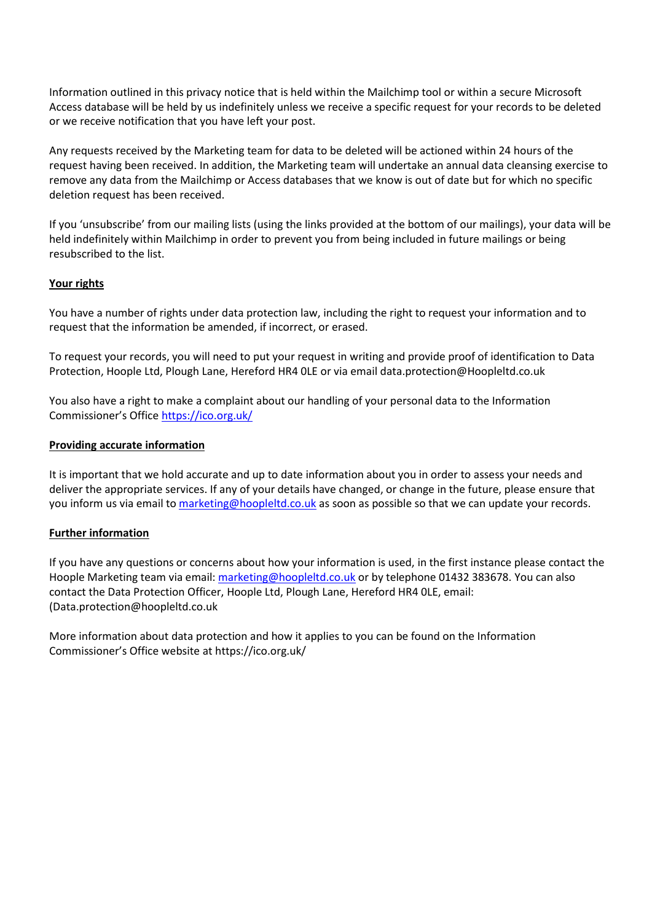Information outlined in this privacy notice that is held within the Mailchimp tool or within a secure Microsoft Access database will be held by us indefinitely unless we receive a specific request for your records to be deleted or we receive notification that you have left your post.

Any requests received by the Marketing team for data to be deleted will be actioned within 24 hours of the request having been received. In addition, the Marketing team will undertake an annual data cleansing exercise to remove any data from the Mailchimp or Access databases that we know is out of date but for which no specific deletion request has been received.

If you 'unsubscribe' from our mailing lists (using the links provided at the bottom of our mailings), your data will be held indefinitely within Mailchimp in order to prevent you from being included in future mailings or being resubscribed to the list.

**Your rights**

You have a number of rights under data protection law, including the right to request your information and to request that the information be amended, if incorrect, or erased.

To request your records, you will need to put your request in writing and provide proof of identification to Data Protection, Hoople Ltd, Plough Lane, Hereford HR4 0LE or via email data.protection@Hoopleltd.co.uk

You also have a right to make a complaint about our handling of your personal data to the Information Commissioner's Office https://ico.org.uk/

**Providing accurate information**

It is important that we hold accurate and up to date information about you in order to assess your needs and deliver the appropriate services. If any of your details have changed, or change in the future, please ensure that you inform us via email to marketing@hoopleltd.co.uk as soon as possible so that we can update your records.

**Further information**

If you have any questions or concerns about how your information is used, in the first instance please contact the Hoople Marketing team via email: marketing@hoopleltd.co.uk or by telephone 01432 383678. You can also contact the Data Protection Officer, Hoople Ltd, Plough Lane, Hereford HR4 0LE, email: (Data.protection@hoopleltd.co.uk

More information about data protection and how it applies to you can be found on the Information Commissioner's Office website at https://ico.org.uk/